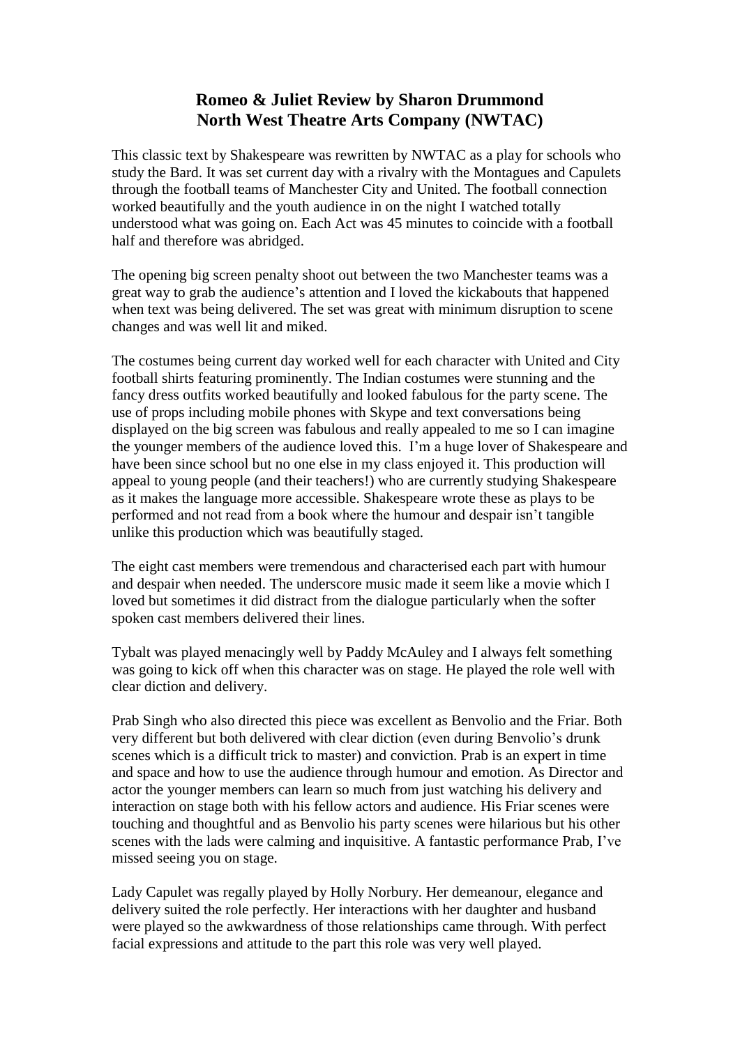# Romeo & Juliet Review by Sharon Drummond
# North West Theatre Arts Company (NWTAC)

This classic text by Shakespeare was rewritten by NWTAC as a play for schools who study the Bard. It was set current day with a rivalry with the Montagues and Capulets through the football teams of Manchester City and United. The football connection worked beautifully and the youth audience in on the night I watched totally understood what was going on. Each Act was 45 minutes to coincide with a football half and therefore was abridged.

The opening big screen penalty shoot out between the two Manchester teams was a great way to grab the audience's attention and I loved the kickabouts that happened when text was being delivered. The set was great with minimum disruption to scene changes and was well lit and miked.

The costumes being current day worked well for each character with United and City football shirts featuring prominently. The Indian costumes were stunning and the fancy dress outfits worked beautifully and looked fabulous for the party scene. The use of props including mobile phones with Skype and text conversations being displayed on the big screen was fabulous and really appealed to me so I can imagine the younger members of the audience loved this. I'm a huge lover of Shakespeare and have been since school but no one else in my class enjoyed it. This production will appeal to young people (and their teachers!) who are currently studying Shakespeare as it makes the language more accessible. Shakespeare wrote these as plays to be performed and not read from a book where the humour and despair isn't tangible unlike this production which was beautifully staged.

The eight cast members were tremendous and characterised each part with humour and despair when needed. The underscore music made it seem like a movie which I loved but sometimes it did distract from the dialogue particularly when the softer spoken cast members delivered their lines.

Tybalt was played menacingly well by Paddy McAuley and I always felt something was going to kick off when this character was on stage. He played the role well with clear diction and delivery.

Prab Singh who also directed this piece was excellent as Benvolio and the Friar. Both very different but both delivered with clear diction (even during Benvolio's drunk scenes which is a difficult trick to master) and conviction. Prab is an expert in time and space and how to use the audience through humour and emotion. As Director and actor the younger members can learn so much from just watching his delivery and interaction on stage both with his fellow actors and audience. His Friar scenes were touching and thoughtful and as Benvolio his party scenes were hilarious but his other scenes with the lads were calming and inquisitive. A fantastic performance Prab, I've missed seeing you on stage.

Lady Capulet was regally played by Holly Norbury. Her demeanour, elegance and delivery suited the role perfectly. Her interactions with her daughter and husband were played so the awkwardness of those relationships came through. With perfect facial expressions and attitude to the part this role was very well played.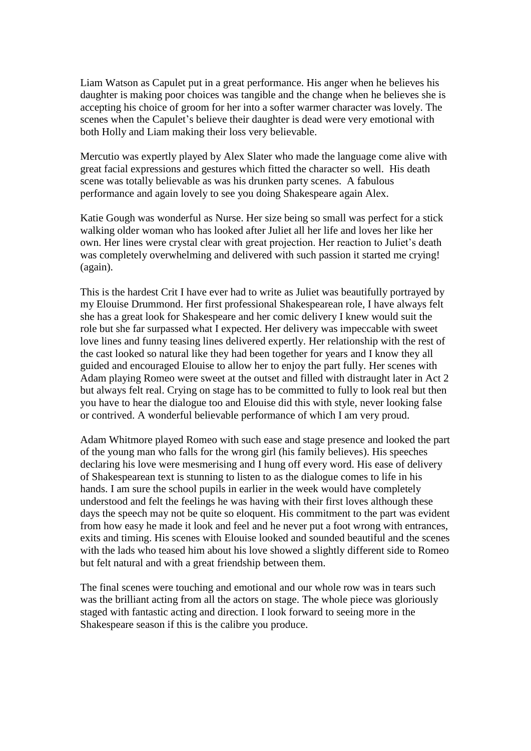Liam Watson as Capulet put in a great performance. His anger when he believes his daughter is making poor choices was tangible and the change when he believes she is accepting his choice of groom for her into a softer warmer character was lovely. The scenes when the Capulet's believe their daughter is dead were very emotional with both Holly and Liam making their loss very believable.

Mercutio was expertly played by Alex Slater who made the language come alive with great facial expressions and gestures which fitted the character so well. His death scene was totally believable as was his drunken party scenes. A fabulous performance and again lovely to see you doing Shakespeare again Alex.

Katie Gough was wonderful as Nurse. Her size being so small was perfect for a stick walking older woman who has looked after Juliet all her life and loves her like her own. Her lines were crystal clear with great projection. Her reaction to Juliet's death was completely overwhelming and delivered with such passion it started me crying! (again).

This is the hardest Crit I have ever had to write as Juliet was beautifully portrayed by my Elouise Drummond. Her first professional Shakespearean role, I have always felt she has a great look for Shakespeare and her comic delivery I knew would suit the role but she far surpassed what I expected. Her delivery was impeccable with sweet love lines and funny teasing lines delivered expertly. Her relationship with the rest of the cast looked so natural like they had been together for years and I know they all guided and encouraged Elouise to allow her to enjoy the part fully. Her scenes with Adam playing Romeo were sweet at the outset and filled with distraught later in Act 2 but always felt real. Crying on stage has to be committed to fully to look real but then you have to hear the dialogue too and Elouise did this with style, never looking false or contrived. A wonderful believable performance of which I am very proud.

Adam Whitmore played Romeo with such ease and stage presence and looked the part of the young man who falls for the wrong girl (his family believes). His speeches declaring his love were mesmerising and I hung off every word. His ease of delivery of Shakespearean text is stunning to listen to as the dialogue comes to life in his hands. I am sure the school pupils in earlier in the week would have completely understood and felt the feelings he was having with their first loves although these days the speech may not be quite so eloquent. His commitment to the part was evident from how easy he made it look and feel and he never put a foot wrong with entrances, exits and timing. His scenes with Elouise looked and sounded beautiful and the scenes with the lads who teased him about his love showed a slightly different side to Romeo but felt natural and with a great friendship between them.

The final scenes were touching and emotional and our whole row was in tears such was the brilliant acting from all the actors on stage. The whole piece was gloriously staged with fantastic acting and direction. I look forward to seeing more in the Shakespeare season if this is the calibre you produce.